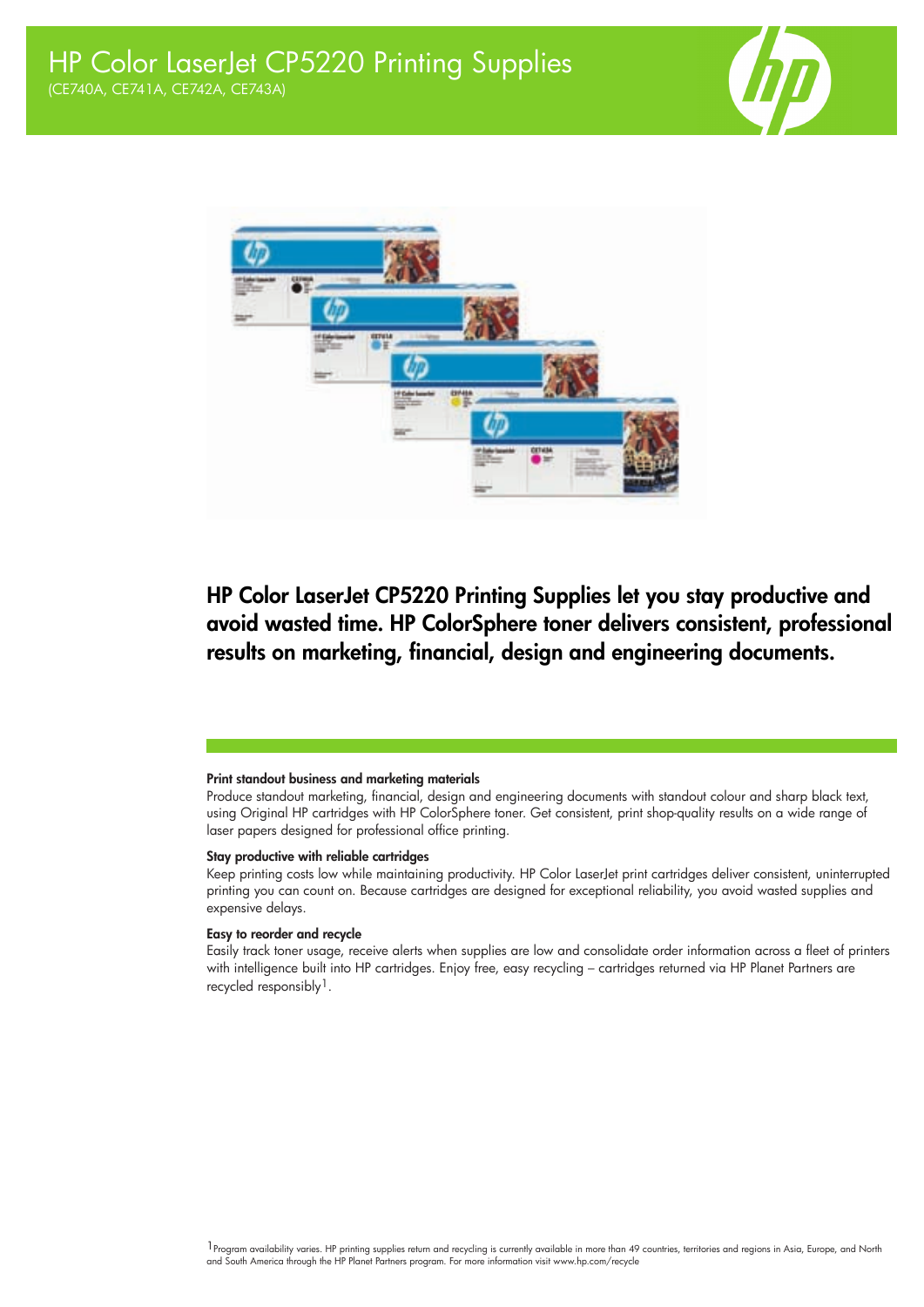# HP Color LaserJet CP5220 Printing Supplies

(CE740A, CE741A, CE742A, CE743A)

## HP Color LaserJet CP5220 Printing Supplies let you stay productive and avoid wasted time. HP ColorSphere toner delivers consistent, professional results on marketing, financial, design and engineering documents.

### Print standout business and marketing materials

Produce standout marketing, financial, design and engineering documents with standout colour and sharp black text, using Original HP cartridges with HP ColorSphere toner. Get consistent, print shop-quality results on a wide range of laser papers designed for professional office printing.

### Stay productive with reliable cartridges

Keep printing costs low while maintaining productivity. HP Color LaserJet print cartridges deliver consistent, uninterrupted printing you can count on. Because cartridges are designed for exceptional reliability, you avoid wasted supplies and expensive delays.

### Easy to reorder and recycle

Easily track toner usage, receive alerts when supplies are low and consolidate order information across a fleet of printers with intelligence built into HP cartridges. Enjoy free, easy recycling – cartridges returned via HP Planet Partners are recycled responsibly[1].

[1] Program availability varies. HP printing supplies return and recycling is currently available in more than 49 countries, territories and regions in Asia, Europe, and North and South America through the HP Planet Partners program. For more information visit www.hp.com/recycle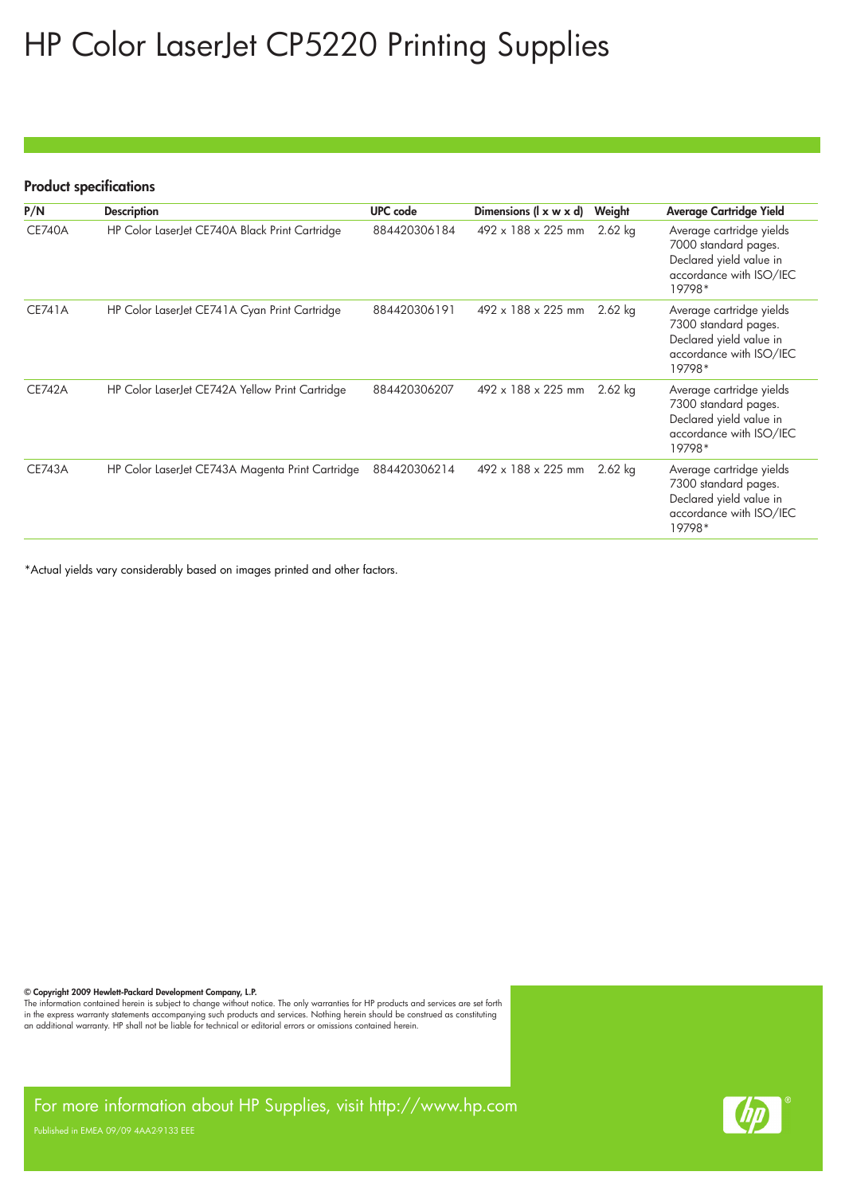# HP Color LaserJet CP5220 Printing Supplies

## Product specifications

| P/N | Description | UPC code | Dimensions (l x w x d) | Weight | Average Cartridge Yield |
|---|---|---|---|---|---|
| CE740A | HP Color LaserJet CE740A Black Print Cartridge | 884420306184 | 492 x 188 x 225 mm | 2.62 kg | Average cartridge yields 7000 standard pages. Declared yield value in accordance with ISO/IEC 19798* |
| CE741A | HP Color LaserJet CE741A Cyan Print Cartridge | 884420306191 | 492 x 188 x 225 mm | 2.62 kg | Average cartridge yields 7300 standard pages. Declared yield value in accordance with ISO/IEC 19798* |
| CE742A | HP Color LaserJet CE742A Yellow Print Cartridge | 884420306207 | 492 x 188 x 225 mm | 2.62 kg | Average cartridge yields 7300 standard pages. Declared yield value in accordance with ISO/IEC 19798* |
| CE743A | HP Color LaserJet CE743A Magenta Print Cartridge | 884420306214 | 492 x 188 x 225 mm | 2.62 kg | Average cartridge yields 7300 standard pages. Declared yield value in accordance with ISO/IEC 19798* |

*Actual yields vary considerably based on images printed and other factors.

**© Copyright 2009 Hewlett-Packard Development Company, L.P.**
The information contained herein is subject to change without notice. The only warranties for HP products and services are set forth in the express warranty statements accompanying such products and services. Nothing herein should be construed as constituting an additional warranty. HP shall not be liable for technical or editorial errors or omissions contained herein.

For more information about HP Supplies, visit http://www.hp.com

Published in EMEA 09/09 4AA2-9133 EEE